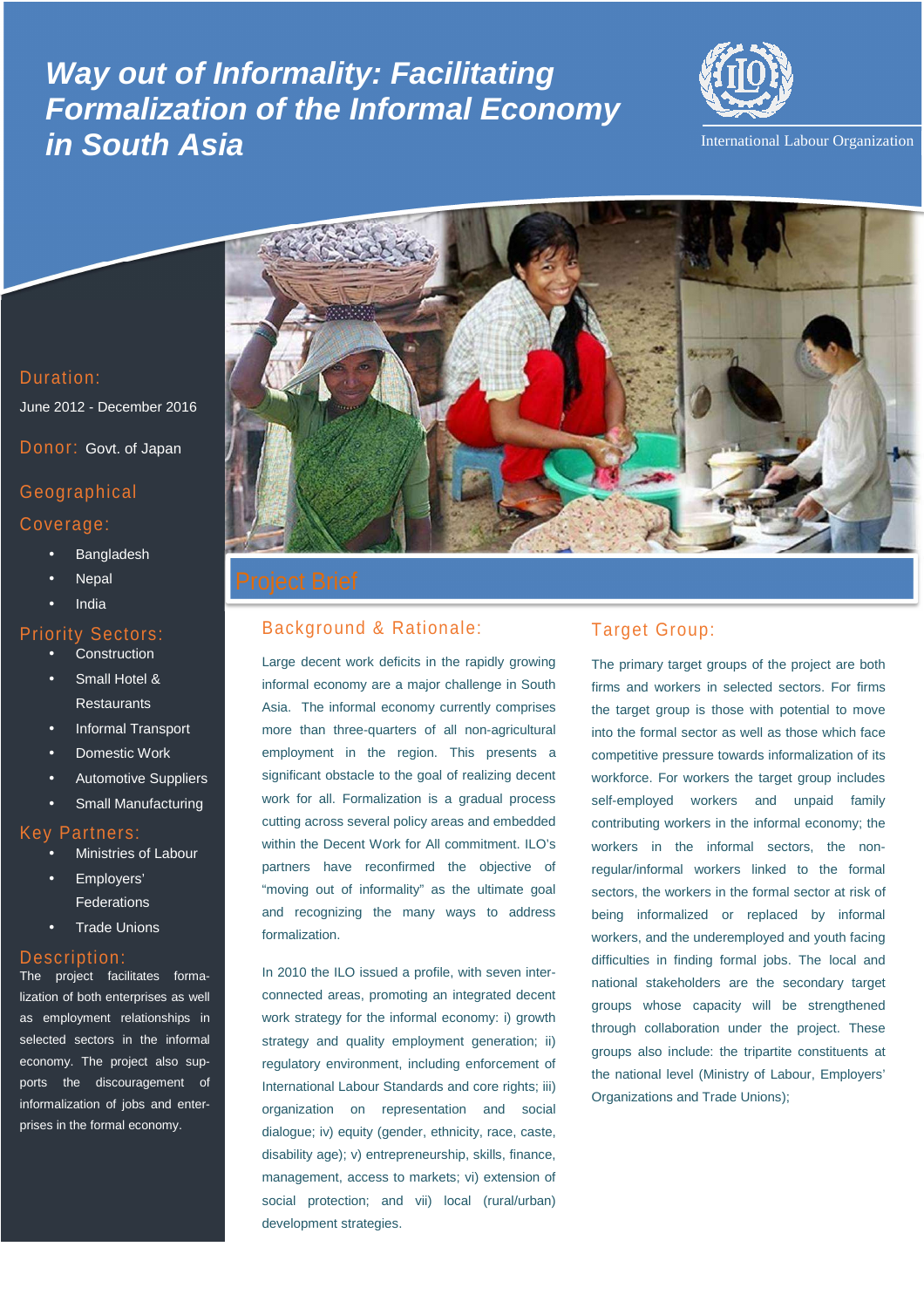# Way out of Informality: Facilitating Formalization of the Informal Economy in South Asia

International Labour Organization

**Duration:** June 2012 - December 2016

**Donor:** Govt. of Japan

**Geographical Coverage:**

- Bangladesh
- Nepal
- India

**Priority Sectors:**

- Construction
- Small Hotel & Restaurants
- Informal Transport
- Domestic Work
- Automotive Suppliers
- Small Manufacturing

**Key Partners:**

- Ministries of Labour
- Employers' Federations
- Trade Unions

**Description:**
The project facilitates formalization of both enterprises as well as employment relationships in selected sectors in the informal economy. The project also supports the discouragement of informalization of jobs and enterprises in the formal economy.

## Project Brief

### Background & Rationale:

Large decent work deficits in the rapidly growing informal economy are a major challenge in South Asia. The informal economy currently comprises more than three-quarters of all non-agricultural employment in the region. This presents a significant obstacle to the goal of realizing decent work for all. Formalization is a gradual process cutting across several policy areas and embedded within the Decent Work for All commitment. ILO's partners have reconfirmed the objective of "moving out of informality" as the ultimate goal and recognizing the many ways to address formalization.

In 2010 the ILO issued a profile, with seven inter-connected areas, promoting an integrated decent work strategy for the informal economy: i) growth strategy and quality employment generation; ii) regulatory environment, including enforcement of International Labour Standards and core rights; iii) organization on representation and social dialogue; iv) equity (gender, ethnicity, race, caste, disability age); v) entrepreneurship, skills, finance, management, access to markets; vi) extension of social protection; and vii) local (rural/urban) development strategies.

### Target Group:

The primary target groups of the project are both firms and workers in selected sectors. For firms the target group is those with potential to move into the formal sector as well as those which face competitive pressure towards informalization of its workforce. For workers the target group includes self-employed workers and unpaid family contributing workers in the informal economy; the workers in the informal sectors, the non-regular/informal workers linked to the formal sectors, the workers in the formal sector at risk of being informalized or replaced by informal workers, and the underemployed and youth facing difficulties in finding formal jobs. The local and national stakeholders are the secondary target groups whose capacity will be strengthened through collaboration under the project. These groups also include: the tripartite constituents at the national level (Ministry of Labour, Employers' Organizations and Trade Unions);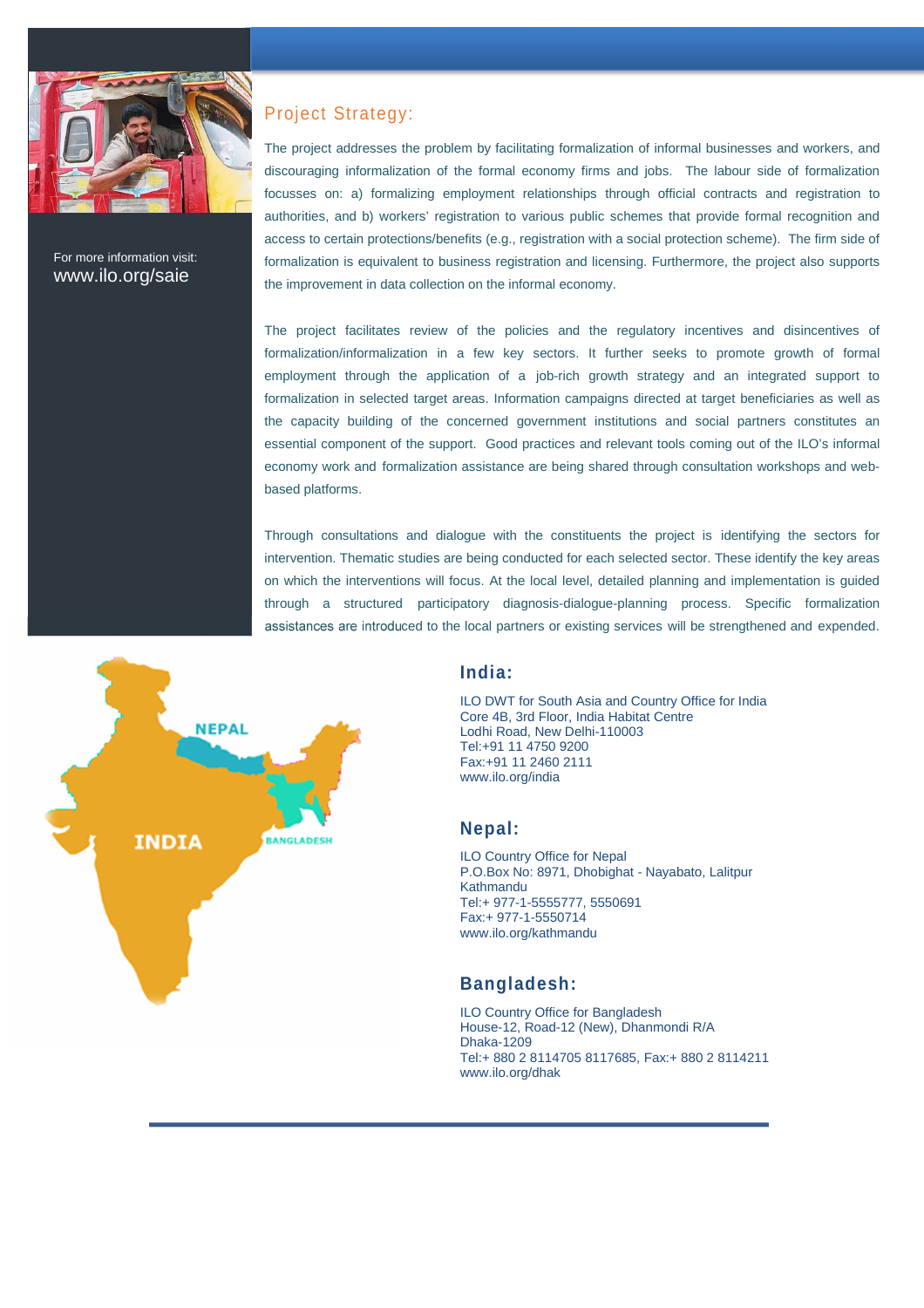For more information visit:
www.ilo.org/saie

## Project Strategy:

The project addresses the problem by facilitating formalization of informal businesses and workers, and discouraging informalization of the formal economy firms and jobs. The labour side of formalization focusses on: a) formalizing employment relationships through official contracts and registration to authorities, and b) workers' registration to various public schemes that provide formal recognition and access to certain protections/benefits (e.g., registration with a social protection scheme). The firm side of formalization is equivalent to business registration and licensing. Furthermore, the project also supports the improvement in data collection on the informal economy.

The project facilitates review of the policies and the regulatory incentives and disincentives of formalization/informalization in a few key sectors. It further seeks to promote growth of formal employment through the application of a job-rich growth strategy and an integrated support to formalization in selected target areas. Information campaigns directed at target beneficiaries as well as the capacity building of the concerned government institutions and social partners constitutes an essential component of the support. Good practices and relevant tools coming out of the ILO's informal economy work and formalization assistance are being shared through consultation workshops and web-based platforms.

Through consultations and dialogue with the constituents the project is identifying the sectors for intervention. Thematic studies are being conducted for each selected sector. These identify the key areas on which the interventions will focus. At the local level, detailed planning and implementation is guided through a structured participatory diagnosis-dialogue-planning process. Specific formalization assistances are introduced to the local partners or existing services will be strengthened and expended.

NEPAL
INDIA
BANGLADESH

### India:

ILO DWT for South Asia and Country Office for India
Core 4B, 3rd Floor, India Habitat Centre
Lodhi Road, New Delhi-110003
Tel:+91 11 4750 9200
Fax:+91 11 2460 2111
www.ilo.org/india

### Nepal:

ILO Country Office for Nepal
P.O.Box No: 8971, Dhobighat - Nayabato, Lalitpur
Kathmandu
Tel:+ 977-1-5555777, 5550691
Fax:+ 977-1-5550714
www.ilo.org/kathmandu

### Bangladesh:

ILO Country Office for Bangladesh
House-12, Road-12 (New), Dhanmondi R/A
Dhaka-1209
Tel:+ 880 2 8114705 8117685, Fax:+ 880 2 8114211
www.ilo.org/dhak